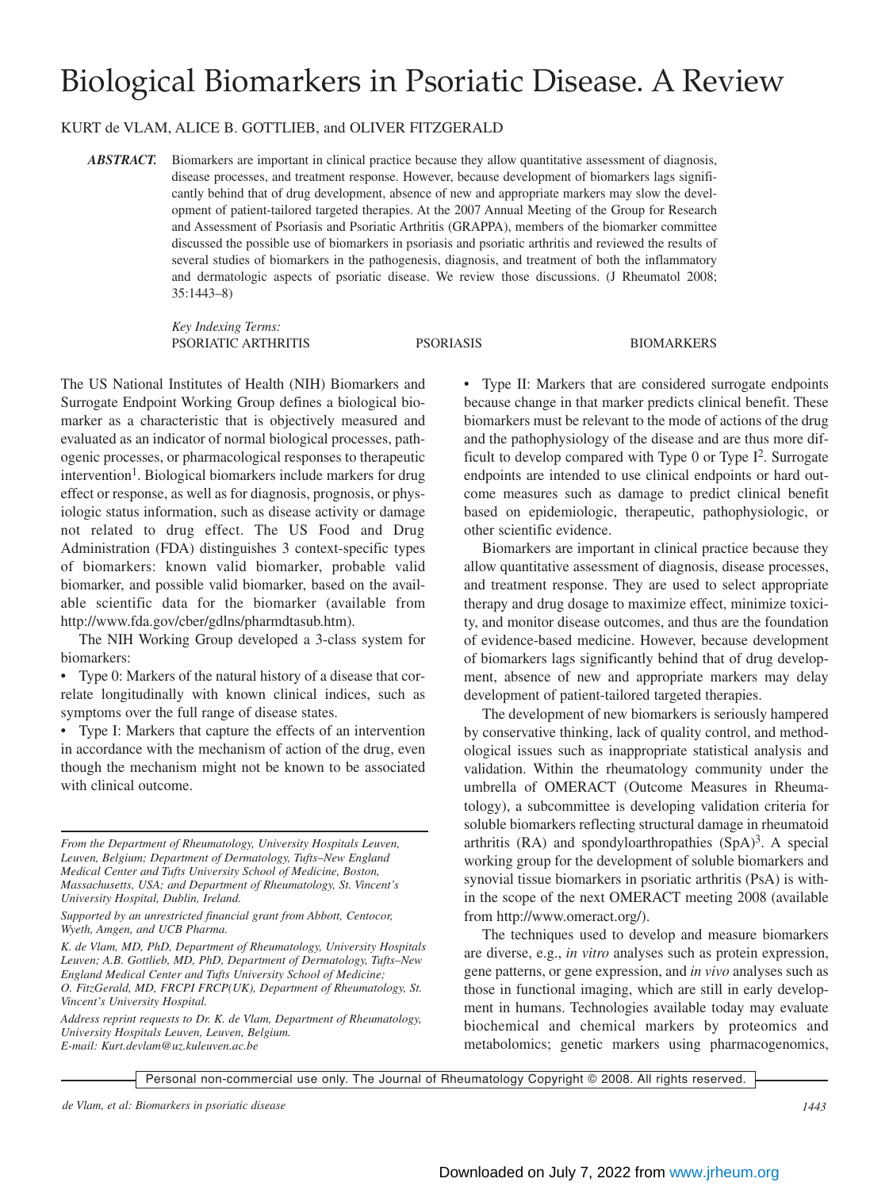# Biological Biomarkers in Psoriatic Disease. A Review

KURT de VLAM, ALICE B. GOTTLIEB, and OLIVER FITZGERALD

***ABSTRACT.*** Biomarkers are important in clinical practice because they allow quantitative assessment of diagnosis, disease processes, and treatment response. However, because development of biomarkers lags significantly behind that of drug development, absence of new and appropriate markers may slow the development of patient-tailored targeted therapies. At the 2007 Annual Meeting of the Group for Research and Assessment of Psoriasis and Psoriatic Arthritis (GRAPPA), members of the biomarker committee discussed the possible use of biomarkers in psoriasis and psoriatic arthritis and reviewed the results of several studies of biomarkers in the pathogenesis, diagnosis, and treatment of both the inflammatory and dermatologic aspects of psoriatic disease. We review those discussions. (J Rheumatol 2008; 35:1443–8)

*Key Indexing Terms:*
PSORIATIC ARTHRITIS PSORIASIS BIOMARKERS

The US National Institutes of Health (NIH) Biomarkers and Surrogate Endpoint Working Group defines a biological biomarker as a characteristic that is objectively measured and evaluated as an indicator of normal biological processes, pathogenic processes, or pharmacological responses to therapeutic intervention[1]. Biological biomarkers include markers for drug effect or response, as well as for diagnosis, prognosis, or physiologic status information, such as disease activity or damage not related to drug effect. The US Food and Drug Administration (FDA) distinguishes 3 context-specific types of biomarkers: known valid biomarker, probable valid biomarker, and possible valid biomarker, based on the available scientific data for the biomarker (available from http://www.fda.gov/cber/gdlns/pharmdtasub.htm).

The NIH Working Group developed a 3-class system for biomarkers:

- Type 0: Markers of the natural history of a disease that correlate longitudinally with known clinical indices, such as symptoms over the full range of disease states.
- Type I: Markers that capture the effects of an intervention in accordance with the mechanism of action of the drug, even though the mechanism might not be known to be associated with clinical outcome.
- Type II: Markers that are considered surrogate endpoints because change in that marker predicts clinical benefit. These biomarkers must be relevant to the mode of actions of the drug and the pathophysiology of the disease and are thus more difficult to develop compared with Type 0 or Type I[2]. Surrogate endpoints are intended to use clinical endpoints or hard outcome measures such as damage to predict clinical benefit based on epidemiologic, therapeutic, pathophysiologic, or other scientific evidence.

Biomarkers are important in clinical practice because they allow quantitative assessment of diagnosis, disease processes, and treatment response. They are used to select appropriate therapy and drug dosage to maximize effect, minimize toxicity, and monitor disease outcomes, and thus are the foundation of evidence-based medicine. However, because development of biomarkers lags significantly behind that of drug development, absence of new and appropriate markers may delay development of patient-tailored targeted therapies.

The development of new biomarkers is seriously hampered by conservative thinking, lack of quality control, and methodological issues such as inappropriate statistical analysis and validation. Within the rheumatology community under the umbrella of OMERACT (Outcome Measures in Rheumatology), a subcommittee is developing validation criteria for soluble biomarkers reflecting structural damage in rheumatoid arthritis (RA) and spondyloarthropathies (SpA)[3]. A special working group for the development of soluble biomarkers and synovial tissue biomarkers in psoriatic arthritis (PsA) is within the scope of the next OMERACT meeting 2008 (available from http://www.omeract.org/).

The techniques used to develop and measure biomarkers are diverse, e.g., *in vitro* analyses such as protein expression, gene patterns, or gene expression, and *in vivo* analyses such as those in functional imaging, which are still in early development in humans. Technologies available today may evaluate biochemical and chemical markers by proteomics and metabolomics; genetic markers using pharmacogenomics,

*From the Department of Rheumatology, University Hospitals Leuven, Leuven, Belgium; Department of Dermatology, Tufts–New England Medical Center and Tufts University School of Medicine, Boston, Massachusetts, USA; and Department of Rheumatology, St. Vincent's University Hospital, Dublin, Ireland.*

*Supported by an unrestricted financial grant from Abbott, Centocor, Wyeth, Amgen, and UCB Pharma.*

*K. de Vlam, MD, PhD, Department of Rheumatology, University Hospitals Leuven; A.B. Gottlieb, MD, PhD, Department of Dermatology, Tufts–New England Medical Center and Tufts University School of Medicine; O. FitzGerald, MD, FRCPI FRCP(UK), Department of Rheumatology, St. Vincent's University Hospital.*

*Address reprint requests to Dr. K. de Vlam, Department of Rheumatology, University Hospitals Leuven, Leuven, Belgium. E-mail: Kurt.devlam@uz.kuleuven.ac.be*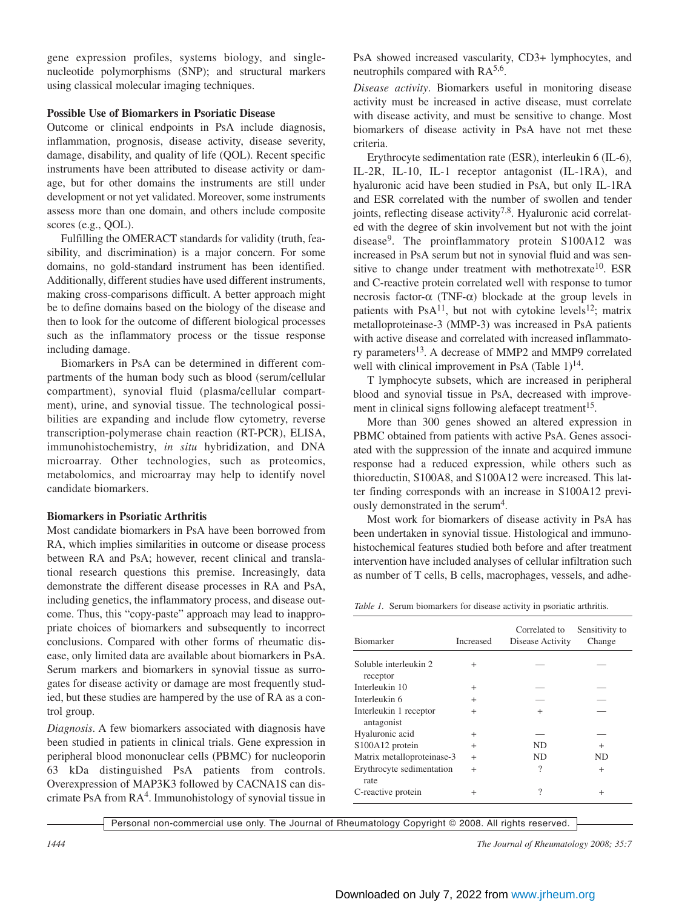gene expression profiles, systems biology, and single-nucleotide polymorphisms (SNP); and structural markers using classical molecular imaging techniques.

**Possible Use of Biomarkers in Psoriatic Disease**

Outcome or clinical endpoints in PsA include diagnosis, inflammation, prognosis, disease activity, disease severity, damage, disability, and quality of life (QOL). Recent specific instruments have been attributed to disease activity or damage, but for other domains the instruments are still under development or not yet validated. Moreover, some instruments assess more than one domain, and others include composite scores (e.g., QOL).

Fulfilling the OMERACT standards for validity (truth, feasibility, and discrimination) is a major concern. For some domains, no gold-standard instrument has been identified. Additionally, different studies have used different instruments, making cross-comparisons difficult. A better approach might be to define domains based on the biology of the disease and then to look for the outcome of different biological processes such as the inflammatory process or the tissue response including damage.

Biomarkers in PsA can be determined in different compartments of the human body such as blood (serum/cellular compartment), synovial fluid (plasma/cellular compartment), urine, and synovial tissue. The technological possibilities are expanding and include flow cytometry, reverse transcription-polymerase chain reaction (RT-PCR), ELISA, immunohistochemistry, *in situ* hybridization, and DNA microarray. Other technologies, such as proteomics, metabolomics, and microarray may help to identify novel candidate biomarkers.

**Biomarkers in Psoriatic Arthritis**

Most candidate biomarkers in PsA have been borrowed from RA, which implies similarities in outcome or disease process between RA and PsA; however, recent clinical and translational research questions this premise. Increasingly, data demonstrate the different disease processes in RA and PsA, including genetics, the inflammatory process, and disease outcome. Thus, this "copy-paste" approach may lead to inappropriate choices of biomarkers and subsequently to incorrect conclusions. Compared with other forms of rheumatic disease, only limited data are available about biomarkers in PsA. Serum markers and biomarkers in synovial tissue as surrogates for disease activity or damage are most frequently studied, but these studies are hampered by the use of RA as a control group.

*Diagnosis*. A few biomarkers associated with diagnosis have been studied in patients in clinical trials. Gene expression in peripheral blood mononuclear cells (PBMC) for nucleoporin 63 kDa distinguished PsA patients from controls. Overexpression of MAP3K3 followed by CACNA1S can discrimate PsA from RA[4]. Immunohistology of synovial tissue in PsA showed increased vascularity, CD3+ lymphocytes, and neutrophils compared with RA[5,6].

*Disease activity*. Biomarkers useful in monitoring disease activity must be increased in active disease, must correlate with disease activity, and must be sensitive to change. Most biomarkers of disease activity in PsA have not met these criteria.

Erythrocyte sedimentation rate (ESR), interleukin 6 (IL-6), IL-2R, IL-10, IL-1 receptor antagonist (IL-1RA), and hyaluronic acid have been studied in PsA, but only IL-1RA and ESR correlated with the number of swollen and tender joints, reflecting disease activity[7,8]. Hyaluronic acid correlated with the degree of skin involvement but not with the joint disease[9]. The proinflammatory protein S100A12 was increased in PsA serum but not in synovial fluid and was sensitive to change under treatment with methotrexate[10]. ESR and C-reactive protein correlated well with response to tumor necrosis factor-α (TNF-α) blockade at the group levels in patients with PsA[11], but not with cytokine levels[12]; matrix metalloproteinase-3 (MMP-3) was increased in PsA patients with active disease and correlated with increased inflammatory parameters[13]. A decrease of MMP2 and MMP9 correlated well with clinical improvement in PsA (Table 1)[14].

T lymphocyte subsets, which are increased in peripheral blood and synovial tissue in PsA, decreased with improvement in clinical signs following alefacept treatment[15].

More than 300 genes showed an altered expression in PBMC obtained from patients with active PsA. Genes associated with the suppression of the innate and acquired immune response had a reduced expression, while others such as thioreductin, S100A8, and S100A12 were increased. This latter finding corresponds with an increase in S100A12 previously demonstrated in the serum[4].

Most work for biomarkers of disease activity in PsA has been undertaken in synovial tissue. Histological and immunohistochemical features studied both before and after treatment intervention have included analyses of cellular infiltration such as number of T cells, B cells, macrophages, vessels, and adhe-

*Table 1.* Serum biomarkers for disease activity in psoriatic arthritis.

| Biomarker | Increased | Correlated to Disease Activity | Sensitivity to Change |
|---|---|---|---|
| Soluble interleukin 2 receptor | + | — | — |
| Interleukin 10 | + | — | — |
| Interleukin 6 | + | — | — |
| Interleukin 1 receptor antagonist | + | + | — |
| Hyaluronic acid | + | — | — |
| S100A12 protein | + | ND | + |
| Matrix metalloproteinase-3 | + | ND | ND |
| Erythrocyte sedimentation rate | + | ? | + |
| C-reactive protein | + | ? | + |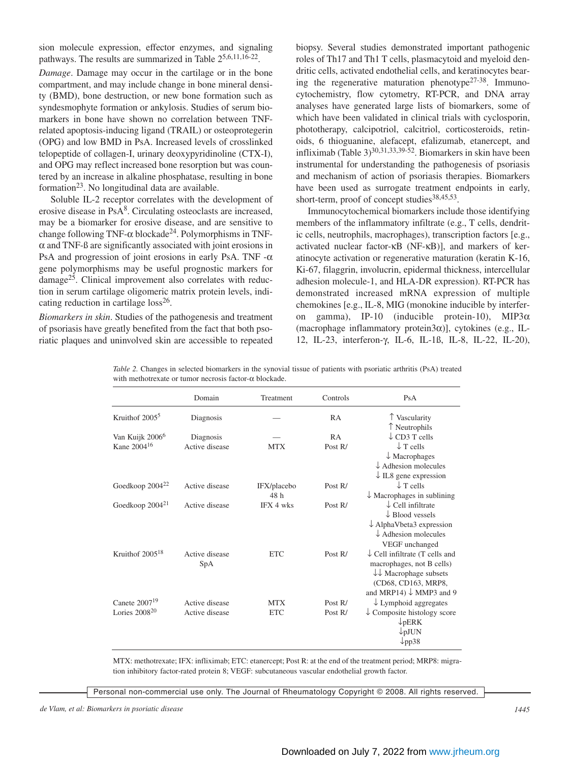sion molecule expression, effector enzymes, and signaling pathways. The results are summarized in Table 2[5,6,11,16-22].

*Damage*. Damage may occur in the cartilage or in the bone compartment, and may include change in bone mineral density (BMD), bone destruction, or new bone formation such as syndesmophyte formation or ankylosis. Studies of serum biomarkers in bone have shown no correlation between TNF-related apoptosis-inducing ligand (TRAIL) or osteoprotegerin (OPG) and low BMD in PsA. Increased levels of crosslinked telopeptide of collagen-I, urinary deoxypyridinoline (CTX-I), and OPG may reflect increased bone resorption but was countered by an increase in alkaline phosphatase, resulting in bone formation[23]. No longitudinal data are available.

Soluble IL-2 receptor correlates with the development of erosive disease in PsA[8]. Circulating osteoclasts are increased, may be a biomarker for erosive disease, and are sensitive to change following TNF-α blockade[24]. Polymorphisms in TNF-α and TNF-ß are significantly associated with joint erosions in PsA and progression of joint erosions in early PsA. TNF -α gene polymorphisms may be useful prognostic markers for damage[25]. Clinical improvement also correlates with reduction in serum cartilage oligomeric matrix protein levels, indicating reduction in cartilage loss[26].

*Biomarkers in skin*. Studies of the pathogenesis and treatment of psoriasis have greatly benefited from the fact that both psoriatic plaques and uninvolved skin are accessible to repeated biopsy. Several studies demonstrated important pathogenic roles of Th17 and Th1 T cells, plasmacytoid and myeloid dendritic cells, activated endothelial cells, and keratinocytes bearing the regenerative maturation phenotype[27-38]. Immunocytochemistry, flow cytometry, RT-PCR, and DNA array analyses have generated large lists of biomarkers, some of which have been validated in clinical trials with cyclosporin, phototherapy, calcipotriol, calcitriol, corticosteroids, retinoids, 6 thioguanine, alefacept, efalizumab, etanercept, and infliximab (Table 3)[30,31,33,39-52]. Biomarkers in skin have been instrumental for understanding the pathogenesis of psoriasis and mechanism of action of psoriasis therapies. Biomarkers have been used as surrogate treatment endpoints in early, short-term, proof of concept studies[38,45,53].

Immunocytochemical biomarkers include those identifying members of the inflammatory infiltrate (e.g., T cells, dendritic cells, neutrophils, macrophages), transcription factors [e.g., activated nuclear factor-κB (NF-κB)], and markers of keratinocyte activation or regenerative maturation (keratin K-16, Ki-67, filaggrin, involucrin, epidermal thickness, intercellular adhesion molecule-1, and HLA-DR expression). RT-PCR has demonstrated increased mRNA expression of multiple chemokines [e.g., IL-8, MIG (monokine inducible by interferon gamma), IP-10 (inducible protein-10), MIP3α (macrophage inflammatory protein3α)], cytokines (e.g., IL-12, IL-23, interferon-γ, IL-6, IL-1ß, IL-8, IL-22, IL-20),

*Table 2.* Changes in selected biomarkers in the synovial tissue of patients with psoriatic arthritis (PsA) treated with methotrexate or tumor necrosis factor-α blockade.

| | Domain | Treatment | Controls | PsA |
|---|---|---|---|---|
| Kruithof 2005[5] | Diagnosis | — | RA | ↑ Vascularity<br>↑ Neutrophils |
| Van Kuijk 2006[6] | Diagnosis | — | RA | ↓ CD3 T cells |
| Kane 2004[16] | Active disease | MTX | Post R/ | ↓ T cells<br>↓ Macrophages<br>↓ Adhesion molecules<br>↓ IL8 gene expression |
| Goedkoop 2004[22] | Active disease | IFX/placebo 48 h | Post R/ | ↓ T cells<br>↓ Macrophages in sublining |
| Goedkoop 2004[21] | Active disease | IFX 4 wks | Post R/ | ↓ Cell infiltrate<br>↓ Blood vessels<br>↓ AlphaVbeta3 expression<br>↓ Adhesion molecules<br>VEGF unchanged |
| Kruithof 2005[18] | Active disease SpA | ETC | Post R/ | ↓ Cell infiltrate (T cells and macrophages, not B cells)<br>↓↓ Macrophage subsets (CD68, CD163, MRP8, and MRP14) ↓ MMP3 and 9 |
| Canete 2007[19] | Active disease | MTX | Post R/ | ↓ Lymphoid aggregates |
| Lories 2008[20] | Active disease | ETC | Post R/ | ↓ Composite histology score<br>↓pERK<br>↓pJUN<br>↓pp38 |

MTX: methotrexate; IFX: infliximab; ETC: etanercept; Post R: at the end of the treatment period; MRP8: migration inhibitory factor-rated protein 8; VEGF: subcutaneous vascular endothelial growth factor.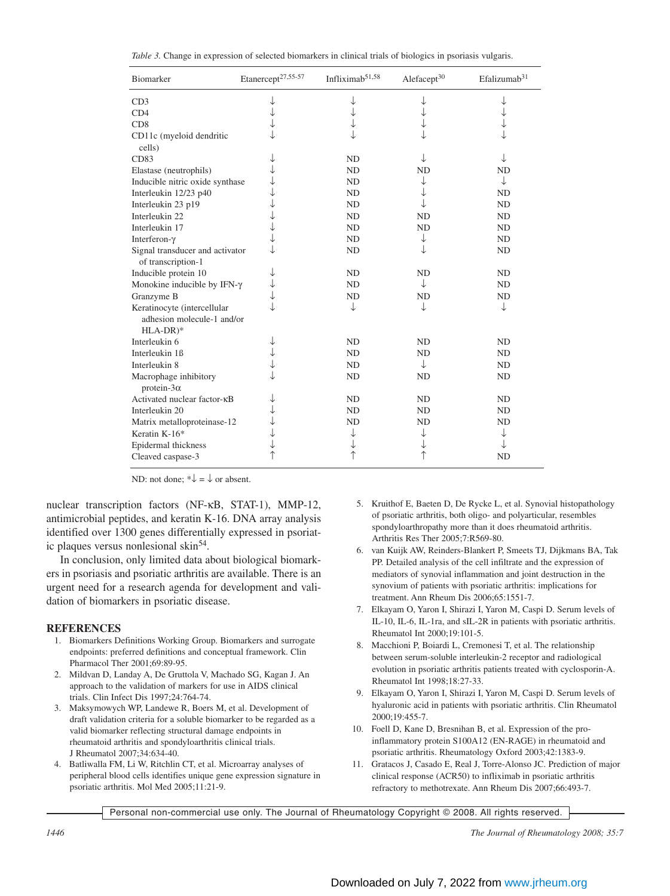*Table 3.* Change in expression of selected biomarkers in clinical trials of biologics in psoriasis vulgaris.

| Biomarker | Etanercept[27,55-57] | Infliximab[51,58] | Alefacept[30] | Efalizumab[31] |
|---|---|---|---|---|
| CD3 | ↓ | ↓ | ↓ | ↓ |
| CD4 | ↓ | ↓ | ↓ | ↓ |
| CD8 | ↓ | ↓ | ↓ | ↓ |
| CD11c (myeloid dendritic cells) | ↓ | ↓ | ↓ | ↓ |
| CD83 | ↓ | ND | ↓ | ↓ |
| Elastase (neutrophils) | ↓ | ND | ND | ND |
| Inducible nitric oxide synthase | ↓ | ND | ↓ | ↓ |
| Interleukin 12/23 p40 | ↓ | ND | ↓ | ND |
| Interleukin 23 p19 | ↓ | ND | ↓ | ND |
| Interleukin 22 | ↓ | ND | ND | ND |
| Interleukin 17 | ↓ | ND | ND | ND |
| Interferon-γ | ↓ | ND | ↓ | ND |
| Signal transducer and activator of transcription-1 | ↓ | ND | ↓ | ND |
| Inducible protein 10 | ↓ | ND | ND | ND |
| Monokine inducible by IFN-γ | ↓ | ND | ↓ | ND |
| Granzyme B | ↓ | ND | ND | ND |
| Keratinocyte (intercellular adhesion molecule-1 and/or HLA-DR)* | ↓ | ↓ | ↓ | ↓ |
| Interleukin 6 | ↓ | ND | ND | ND |
| Interleukin 1ß | ↓ | ND | ND | ND |
| Interleukin 8 | ↓ | ND | ↓ | ND |
| Macrophage inhibitory protein-3α | ↓ | ND | ND | ND |
| Activated nuclear factor-κB | ↓ | ND | ND | ND |
| Interleukin 20 | ↓ | ND | ND | ND |
| Matrix metalloproteinase-12 | ↓ | ND | ND | ND |
| Keratin K-16* | ↓ | ↓ | ↓ | ↓ |
| Epidermal thickness | ↓ | ↓ | ↓ | ↓ |
| Cleaved caspase-3 | ↑ | ↑ | ↑ | ND |

ND: not done; *↓ = ↓ or absent.

nuclear transcription factors (NF-κB, STAT-1), MMP-12, antimicrobial peptides, and keratin K-16. DNA array analysis identified over 1300 genes differentially expressed in psoriatic plaques versus nonlesional skin[54].

In conclusion, only limited data about biological biomarkers in psoriasis and psoriatic arthritis are available. There is an urgent need for a research agenda for development and validation of biomarkers in psoriatic disease.

## REFERENCES

1. Biomarkers Definitions Working Group. Biomarkers and surrogate endpoints: preferred definitions and conceptual framework. Clin Pharmacol Ther 2001;69:89-95.
2. Mildvan D, Landay A, De Gruttola V, Machado SG, Kagan J. An approach to the validation of markers for use in AIDS clinical trials. Clin Infect Dis 1997;24:764-74.
3. Maksymowych WP, Landewe R, Boers M, et al. Development of draft validation criteria for a soluble biomarker to be regarded as a valid biomarker reflecting structural damage endpoints in rheumatoid arthritis and spondyloarthritis clinical trials. J Rheumatol 2007;34:634-40.
4. Batliwalla FM, Li W, Ritchlin CT, et al. Microarray analyses of peripheral blood cells identifies unique gene expression signature in psoriatic arthritis. Mol Med 2005;11:21-9.
5. Kruithof E, Baeten D, De Rycke L, et al. Synovial histopathology of psoriatic arthritis, both oligo- and polyarticular, resembles spondyloarthropathy more than it does rheumatoid arthritis. Arthritis Res Ther 2005;7:R569-80.
6. van Kuijk AW, Reinders-Blankert P, Smeets TJ, Dijkmans BA, Tak PP. Detailed analysis of the cell infiltrate and the expression of mediators of synovial inflammation and joint destruction in the synovium of patients with psoriatic arthritis: implications for treatment. Ann Rheum Dis 2006;65:1551-7.
7. Elkayam O, Yaron I, Shirazi I, Yaron M, Caspi D. Serum levels of IL-10, IL-6, IL-1ra, and sIL-2R in patients with psoriatic arthritis. Rheumatol Int 2000;19:101-5.
8. Macchioni P, Boiardi L, Cremonesi T, et al. The relationship between serum-soluble interleukin-2 receptor and radiological evolution in psoriatic arthritis patients treated with cyclosporin-A. Rheumatol Int 1998;18:27-33.
9. Elkayam O, Yaron I, Shirazi I, Yaron M, Caspi D. Serum levels of hyaluronic acid in patients with psoriatic arthritis. Clin Rheumatol 2000;19:455-7.
10. Foell D, Kane D, Bresnihan B, et al. Expression of the pro-inflammatory protein S100A12 (EN-RAGE) in rheumatoid and psoriatic arthritis. Rheumatology Oxford 2003;42:1383-9.
11. Gratacos J, Casado E, Real J, Torre-Alonso JC. Prediction of major clinical response (ACR50) to infliximab in psoriatic arthritis refractory to methotrexate. Ann Rheum Dis 2007;66:493-7.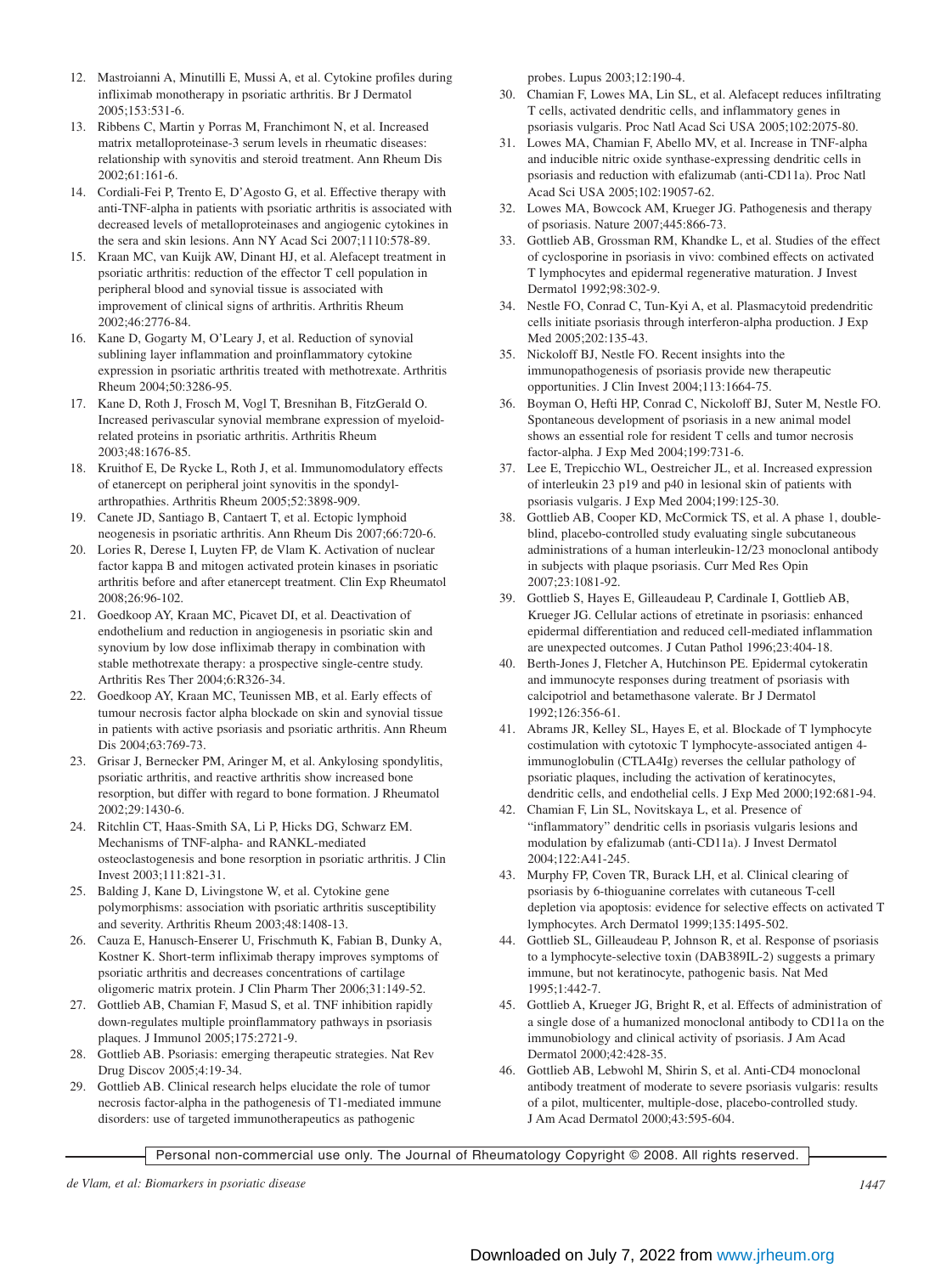12. Mastroianni A, Minutilli E, Mussi A, et al. Cytokine profiles during infliximab monotherapy in psoriatic arthritis. Br J Dermatol 2005;153:531-6.
13. Ribbens C, Martin y Porras M, Franchimont N, et al. Increased matrix metalloproteinase-3 serum levels in rheumatic diseases: relationship with synovitis and steroid treatment. Ann Rheum Dis 2002;61:161-6.
14. Cordiali-Fei P, Trento E, D'Agosto G, et al. Effective therapy with anti-TNF-alpha in patients with psoriatic arthritis is associated with decreased levels of metalloproteinases and angiogenic cytokines in the sera and skin lesions. Ann NY Acad Sci 2007;1110:578-89.
15. Kraan MC, van Kuijk AW, Dinant HJ, et al. Alefacept treatment in psoriatic arthritis: reduction of the effector T cell population in peripheral blood and synovial tissue is associated with improvement of clinical signs of arthritis. Arthritis Rheum 2002;46:2776-84.
16. Kane D, Gogarty M, O'Leary J, et al. Reduction of synovial sublining layer inflammation and proinflammatory cytokine expression in psoriatic arthritis treated with methotrexate. Arthritis Rheum 2004;50:3286-95.
17. Kane D, Roth J, Frosch M, Vogl T, Bresnihan B, FitzGerald O. Increased perivascular synovial membrane expression of myeloid-related proteins in psoriatic arthritis. Arthritis Rheum 2003;48:1676-85.
18. Kruithof E, De Rycke L, Roth J, et al. Immunomodulatory effects of etanercept on peripheral joint synovitis in the spondylarthropathies. Arthritis Rheum 2005;52:3898-909.
19. Canete JD, Santiago B, Cantaert T, et al. Ectopic lymphoid neogenesis in psoriatic arthritis. Ann Rheum Dis 2007;66:720-6.
20. Lories R, Derese I, Luyten FP, de Vlam K. Activation of nuclear factor kappa B and mitogen activated protein kinases in psoriatic arthritis before and after etanercept treatment. Clin Exp Rheumatol 2008;26:96-102.
21. Goedkoop AY, Kraan MC, Picavet DI, et al. Deactivation of endothelium and reduction in angiogenesis in psoriatic skin and synovium by low dose infliximab therapy in combination with stable methotrexate therapy: a prospective single-centre study. Arthritis Res Ther 2004;6:R326-34.
22. Goedkoop AY, Kraan MC, Teunissen MB, et al. Early effects of tumour necrosis factor alpha blockade on skin and synovial tissue in patients with active psoriasis and psoriatic arthritis. Ann Rheum Dis 2004;63:769-73.
23. Grisar J, Bernecker PM, Aringer M, et al. Ankylosing spondylitis, psoriatic arthritis, and reactive arthritis show increased bone resorption, but differ with regard to bone formation. J Rheumatol 2002;29:1430-6.
24. Ritchlin CT, Haas-Smith SA, Li P, Hicks DG, Schwarz EM. Mechanisms of TNF-alpha- and RANKL-mediated osteoclastogenesis and bone resorption in psoriatic arthritis. J Clin Invest 2003;111:821-31.
25. Balding J, Kane D, Livingstone W, et al. Cytokine gene polymorphisms: association with psoriatic arthritis susceptibility and severity. Arthritis Rheum 2003;48:1408-13.
26. Cauza E, Hanusch-Enserer U, Frischmuth K, Fabian B, Dunky A, Kostner K. Short-term infliximab therapy improves symptoms of psoriatic arthritis and decreases concentrations of cartilage oligomeric matrix protein. J Clin Pharm Ther 2006;31:149-52.
27. Gottlieb AB, Chamian F, Masud S, et al. TNF inhibition rapidly down-regulates multiple proinflammatory pathways in psoriasis plaques. J Immunol 2005;175:2721-9.
28. Gottlieb AB. Psoriasis: emerging therapeutic strategies. Nat Rev Drug Discov 2005;4:19-34.
29. Gottlieb AB. Clinical research helps elucidate the role of tumor necrosis factor-alpha in the pathogenesis of T1-mediated immune disorders: use of targeted immunotherapeutics as pathogenic probes. Lupus 2003;12:190-4.
30. Chamian F, Lowes MA, Lin SL, et al. Alefacept reduces infiltrating T cells, activated dendritic cells, and inflammatory genes in psoriasis vulgaris. Proc Natl Acad Sci USA 2005;102:2075-80.
31. Lowes MA, Chamian F, Abello MV, et al. Increase in TNF-alpha and inducible nitric oxide synthase-expressing dendritic cells in psoriasis and reduction with efalizumab (anti-CD11a). Proc Natl Acad Sci USA 2005;102:19057-62.
32. Lowes MA, Bowcock AM, Krueger JG. Pathogenesis and therapy of psoriasis. Nature 2007;445:866-73.
33. Gottlieb AB, Grossman RM, Khandke L, et al. Studies of the effect of cyclosporine in psoriasis in vivo: combined effects on activated T lymphocytes and epidermal regenerative maturation. J Invest Dermatol 1992;98:302-9.
34. Nestle FO, Conrad C, Tun-Kyi A, et al. Plasmacytoid predendritic cells initiate psoriasis through interferon-alpha production. J Exp Med 2005;202:135-43.
35. Nickoloff BJ, Nestle FO. Recent insights into the immunopathogenesis of psoriasis provide new therapeutic opportunities. J Clin Invest 2004;113:1664-75.
36. Boyman O, Hefti HP, Conrad C, Nickoloff BJ, Suter M, Nestle FO. Spontaneous development of psoriasis in a new animal model shows an essential role for resident T cells and tumor necrosis factor-alpha. J Exp Med 2004;199:731-6.
37. Lee E, Trepicchio WL, Oestreicher JL, et al. Increased expression of interleukin 23 p19 and p40 in lesional skin of patients with psoriasis vulgaris. J Exp Med 2004;199:125-30.
38. Gottlieb AB, Cooper KD, McCormick TS, et al. A phase 1, double-blind, placebo-controlled study evaluating single subcutaneous administrations of a human interleukin-12/23 monoclonal antibody in subjects with plaque psoriasis. Curr Med Res Opin 2007;23:1081-92.
39. Gottlieb S, Hayes E, Gilleaudeau P, Cardinale I, Gottlieb AB, Krueger JG. Cellular actions of etretinate in psoriasis: enhanced epidermal differentiation and reduced cell-mediated inflammation are unexpected outcomes. J Cutan Pathol 1996;23:404-18.
40. Berth-Jones J, Fletcher A, Hutchinson PE. Epidermal cytokeratin and immunocyte responses during treatment of psoriasis with calcipotriol and betamethasone valerate. Br J Dermatol 1992;126:356-61.
41. Abrams JR, Kelley SL, Hayes E, et al. Blockade of T lymphocyte costimulation with cytotoxic T lymphocyte-associated antigen 4-immunoglobulin (CTLA4Ig) reverses the cellular pathology of psoriatic plaques, including the activation of keratinocytes, dendritic cells, and endothelial cells. J Exp Med 2000;192:681-94.
42. Chamian F, Lin SL, Novitskaya L, et al. Presence of "inflammatory" dendritic cells in psoriasis vulgaris lesions and modulation by efalizumab (anti-CD11a). J Invest Dermatol 2004;122:A41-245.
43. Murphy FP, Coven TR, Burack LH, et al. Clinical clearing of psoriasis by 6-thioguanine correlates with cutaneous T-cell depletion via apoptosis: evidence for selective effects on activated T lymphocytes. Arch Dermatol 1999;135:1495-502.
44. Gottlieb SL, Gilleaudeau P, Johnson R, et al. Response of psoriasis to a lymphocyte-selective toxin (DAB389IL-2) suggests a primary immune, but not keratinocyte, pathogenic basis. Nat Med 1995;1:442-7.
45. Gottlieb A, Krueger JG, Bright R, et al. Effects of administration of a single dose of a humanized monoclonal antibody to CD11a on the immunobiology and clinical activity of psoriasis. J Am Acad Dermatol 2000;42:428-35.
46. Gottlieb AB, Lebwohl M, Shirin S, et al. Anti-CD4 monoclonal antibody treatment of moderate to severe psoriasis vulgaris: results of a pilot, multicenter, multiple-dose, placebo-controlled study. J Am Acad Dermatol 2000;43:595-604.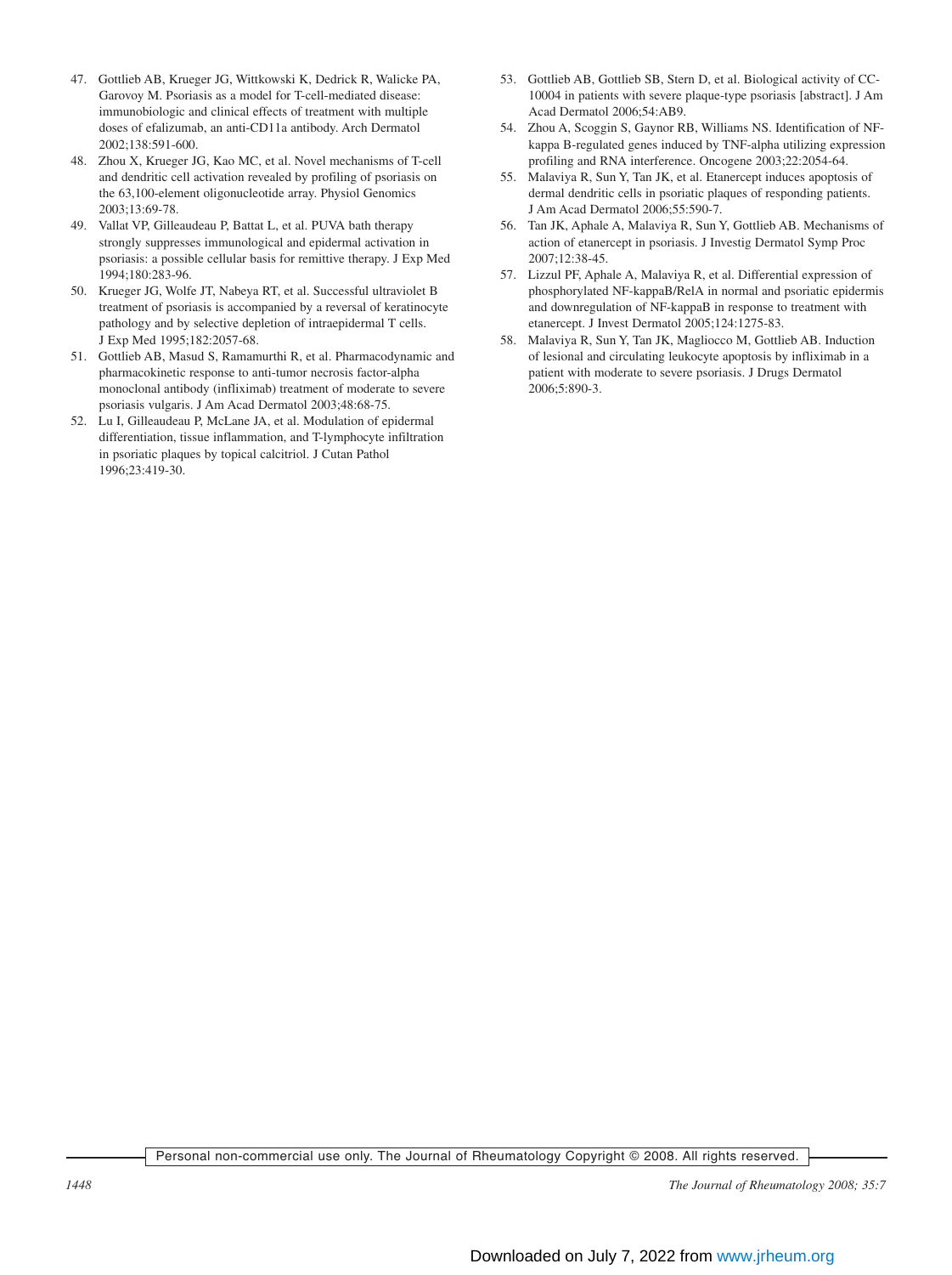47. Gottlieb AB, Krueger JG, Wittkowski K, Dedrick R, Walicke PA, Garovoy M. Psoriasis as a model for T-cell-mediated disease: immunobiologic and clinical effects of treatment with multiple doses of efalizumab, an anti-CD11a antibody. Arch Dermatol 2002;138:591-600.
48. Zhou X, Krueger JG, Kao MC, et al. Novel mechanisms of T-cell and dendritic cell activation revealed by profiling of psoriasis on the 63,100-element oligonucleotide array. Physiol Genomics 2003;13:69-78.
49. Vallat VP, Gilleaudeau P, Battat L, et al. PUVA bath therapy strongly suppresses immunological and epidermal activation in psoriasis: a possible cellular basis for remittive therapy. J Exp Med 1994;180:283-96.
50. Krueger JG, Wolfe JT, Nabeya RT, et al. Successful ultraviolet B treatment of psoriasis is accompanied by a reversal of keratinocyte pathology and by selective depletion of intraepidermal T cells. J Exp Med 1995;182:2057-68.
51. Gottlieb AB, Masud S, Ramamurthi R, et al. Pharmacodynamic and pharmacokinetic response to anti-tumor necrosis factor-alpha monoclonal antibody (infliximab) treatment of moderate to severe psoriasis vulgaris. J Am Acad Dermatol 2003;48:68-75.
52. Lu I, Gilleaudeau P, McLane JA, et al. Modulation of epidermal differentiation, tissue inflammation, and T-lymphocyte infiltration in psoriatic plaques by topical calcitriol. J Cutan Pathol 1996;23:419-30.
53. Gottlieb AB, Gottlieb SB, Stern D, et al. Biological activity of CC-10004 in patients with severe plaque-type psoriasis [abstract]. J Am Acad Dermatol 2006;54:AB9.
54. Zhou A, Scoggin S, Gaynor RB, Williams NS. Identification of NF-kappa B-regulated genes induced by TNF-alpha utilizing expression profiling and RNA interference. Oncogene 2003;22:2054-64.
55. Malaviya R, Sun Y, Tan JK, et al. Etanercept induces apoptosis of dermal dendritic cells in psoriatic plaques of responding patients. J Am Acad Dermatol 2006;55:590-7.
56. Tan JK, Aphale A, Malaviya R, Sun Y, Gottlieb AB. Mechanisms of action of etanercept in psoriasis. J Investig Dermatol Symp Proc 2007;12:38-45.
57. Lizzul PF, Aphale A, Malaviya R, et al. Differential expression of phosphorylated NF-kappaB/RelA in normal and psoriatic epidermis and downregulation of NF-kappaB in response to treatment with etanercept. J Invest Dermatol 2005;124:1275-83.
58. Malaviya R, Sun Y, Tan JK, Magliocco M, Gottlieb AB. Induction of lesional and circulating leukocyte apoptosis by infliximab in a patient with moderate to severe psoriasis. J Drugs Dermatol 2006;5:890-3.